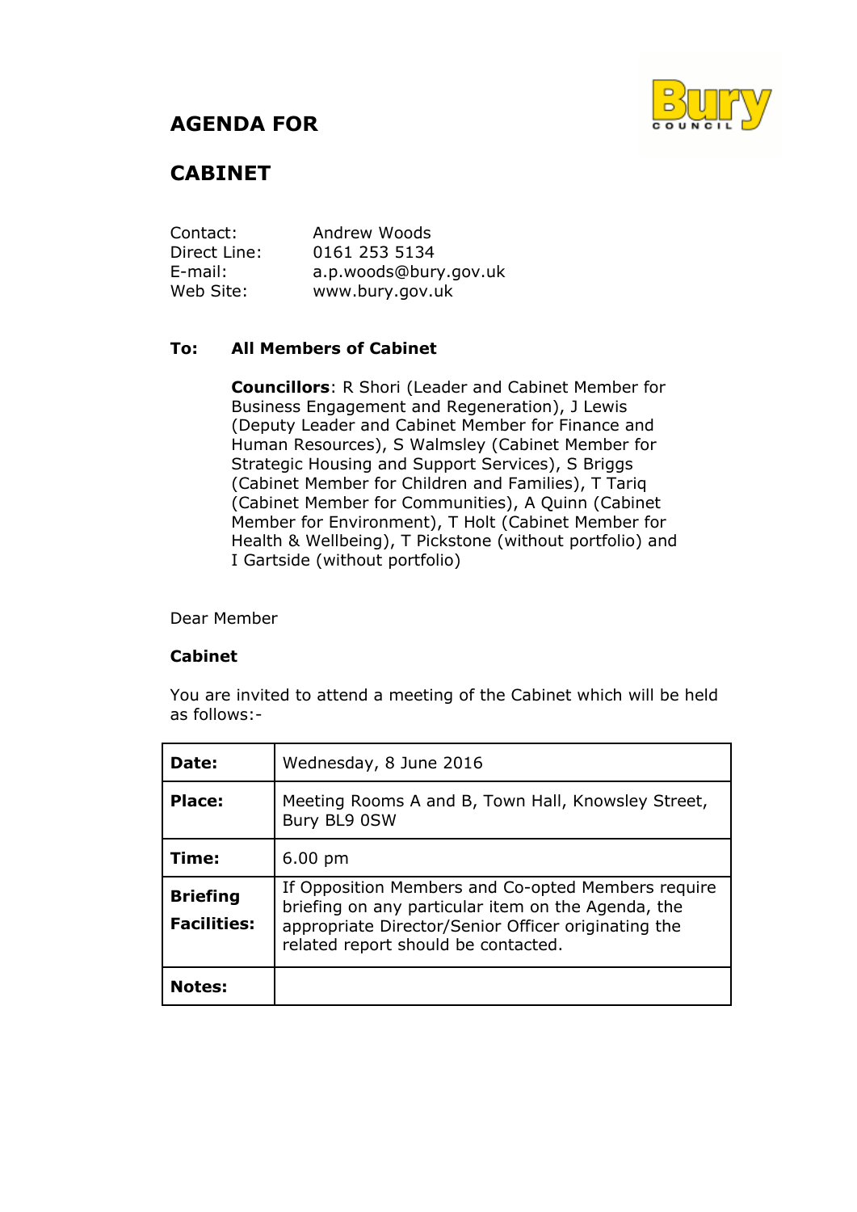# AGENDA FOR

# CABINET

| | |
|---|---|
| Contact: | Andrew Woods |
| Direct Line: | 0161 253 5134 |
| E-mail: | a.p.woods@bury.gov.uk |
| Web Site: | www.bury.gov.uk |

**To: All Members of Cabinet**

**Councillors**: R Shori (Leader and Cabinet Member for Business Engagement and Regeneration), J Lewis (Deputy Leader and Cabinet Member for Finance and Human Resources), S Walmsley (Cabinet Member for Strategic Housing and Support Services), S Briggs (Cabinet Member for Children and Families), T Tariq (Cabinet Member for Communities), A Quinn (Cabinet Member for Environment), T Holt (Cabinet Member for Health & Wellbeing), T Pickstone (without portfolio) and I Gartside (without portfolio)

Dear Member

**Cabinet**

You are invited to attend a meeting of the Cabinet which will be held as follows:-

| | |
|---|---|
| **Date:** | Wednesday, 8 June 2016 |
| **Place:** | Meeting Rooms A and B, Town Hall, Knowsley Street, Bury BL9 0SW |
| **Time:** | 6.00 pm |
| **Briefing Facilities:** | If Opposition Members and Co-opted Members require briefing on any particular item on the Agenda, the appropriate Director/Senior Officer originating the related report should be contacted. |
| **Notes:** | |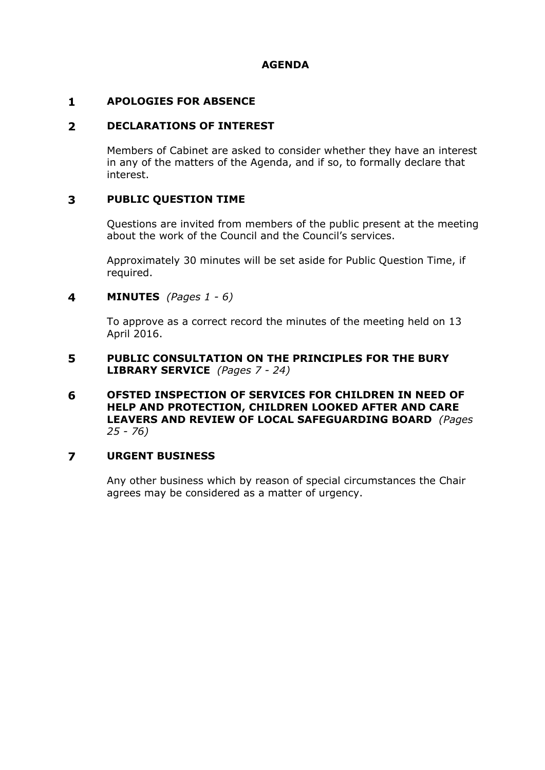# AGENDA

## 1 APOLOGIES FOR ABSENCE

## 2 DECLARATIONS OF INTEREST

Members of Cabinet are asked to consider whether they have an interest in any of the matters of the Agenda, and if so, to formally declare that interest.

## 3 PUBLIC QUESTION TIME

Questions are invited from members of the public present at the meeting about the work of the Council and the Council's services.

Approximately 30 minutes will be set aside for Public Question Time, if required.

## 4 MINUTES *(Pages 1 - 6)*

To approve as a correct record the minutes of the meeting held on 13 April 2016.

## 5 PUBLIC CONSULTATION ON THE PRINCIPLES FOR THE BURY LIBRARY SERVICE *(Pages 7 - 24)*

## 6 OFSTED INSPECTION OF SERVICES FOR CHILDREN IN NEED OF HELP AND PROTECTION, CHILDREN LOOKED AFTER AND CARE LEAVERS AND REVIEW OF LOCAL SAFEGUARDING BOARD *(Pages 25 - 76)*

## 7 URGENT BUSINESS

Any other business which by reason of special circumstances the Chair agrees may be considered as a matter of urgency.